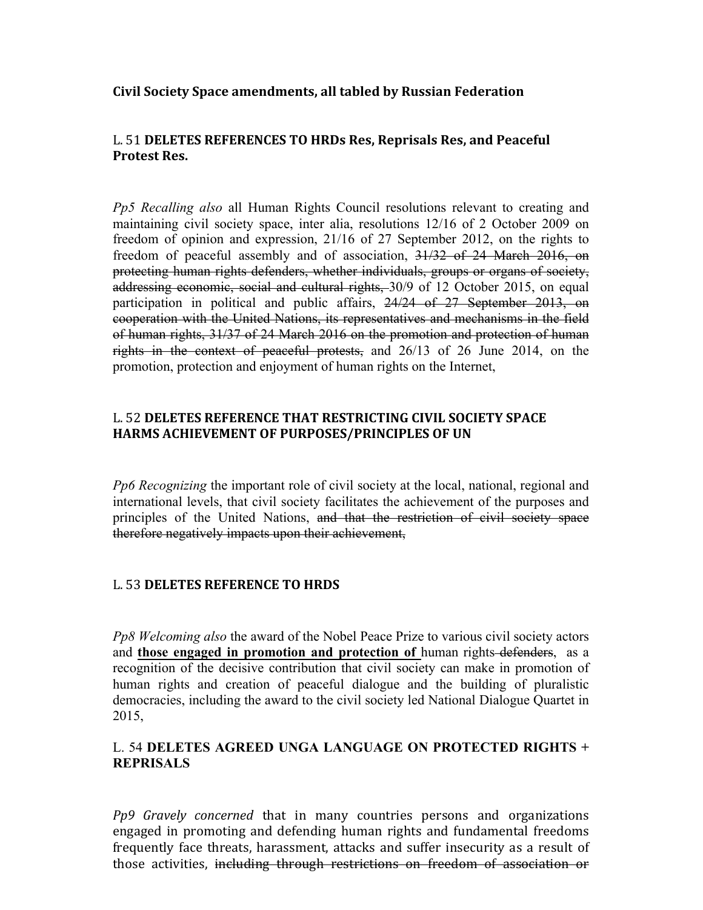**Civil Society Space amendments, all tabled by Russian Federation**

L. 51 **DELETES REFERENCES TO HRDs Res, Reprisals Res, and Peaceful Protest Res.**

*Pp5 Recalling also* all Human Rights Council resolutions relevant to creating and maintaining civil society space, inter alia, resolutions 12/16 of 2 October 2009 on freedom of opinion and expression, 21/16 of 27 September 2012, on the rights to freedom of peaceful assembly and of association, ~~31/32 of 24 March 2016, on protecting human rights defenders, whether individuals, groups or organs of society, addressing economic, social and cultural rights,~~ 30/9 of 12 October 2015, on equal participation in political and public affairs, ~~24/24 of 27 September 2013, on cooperation with the United Nations, its representatives and mechanisms in the field of human rights, 31/37 of 24 March 2016 on the promotion and protection of human rights in the context of peaceful protests,~~ and 26/13 of 26 June 2014, on the promotion, protection and enjoyment of human rights on the Internet,

L. 52 **DELETES REFERENCE THAT RESTRICTING CIVIL SOCIETY SPACE HARMS ACHIEVEMENT OF PURPOSES/PRINCIPLES OF UN**

*Pp6 Recognizing* the important role of civil society at the local, national, regional and international levels, that civil society facilitates the achievement of the purposes and principles of the United Nations, ~~and that the restriction of civil society space therefore negatively impacts upon their achievement,~~

L. 53 **DELETES REFERENCE TO HRDS**

*Pp8 Welcoming also* the award of the Nobel Peace Prize to various civil society actors and <u>**those engaged in promotion and protection of**</u> human rights ~~defenders~~, as a recognition of the decisive contribution that civil society can make in promotion of human rights and creation of peaceful dialogue and the building of pluralistic democracies, including the award to the civil society led National Dialogue Quartet in 2015,

L. 54 **DELETES AGREED UNGA LANGUAGE ON PROTECTED RIGHTS + REPRISALS**

*Pp9 Gravely concerned* that in many countries persons and organizations engaged in promoting and defending human rights and fundamental freedoms frequently face threats, harassment, attacks and suffer insecurity as a result of those activities, ~~including through restrictions on freedom of association or~~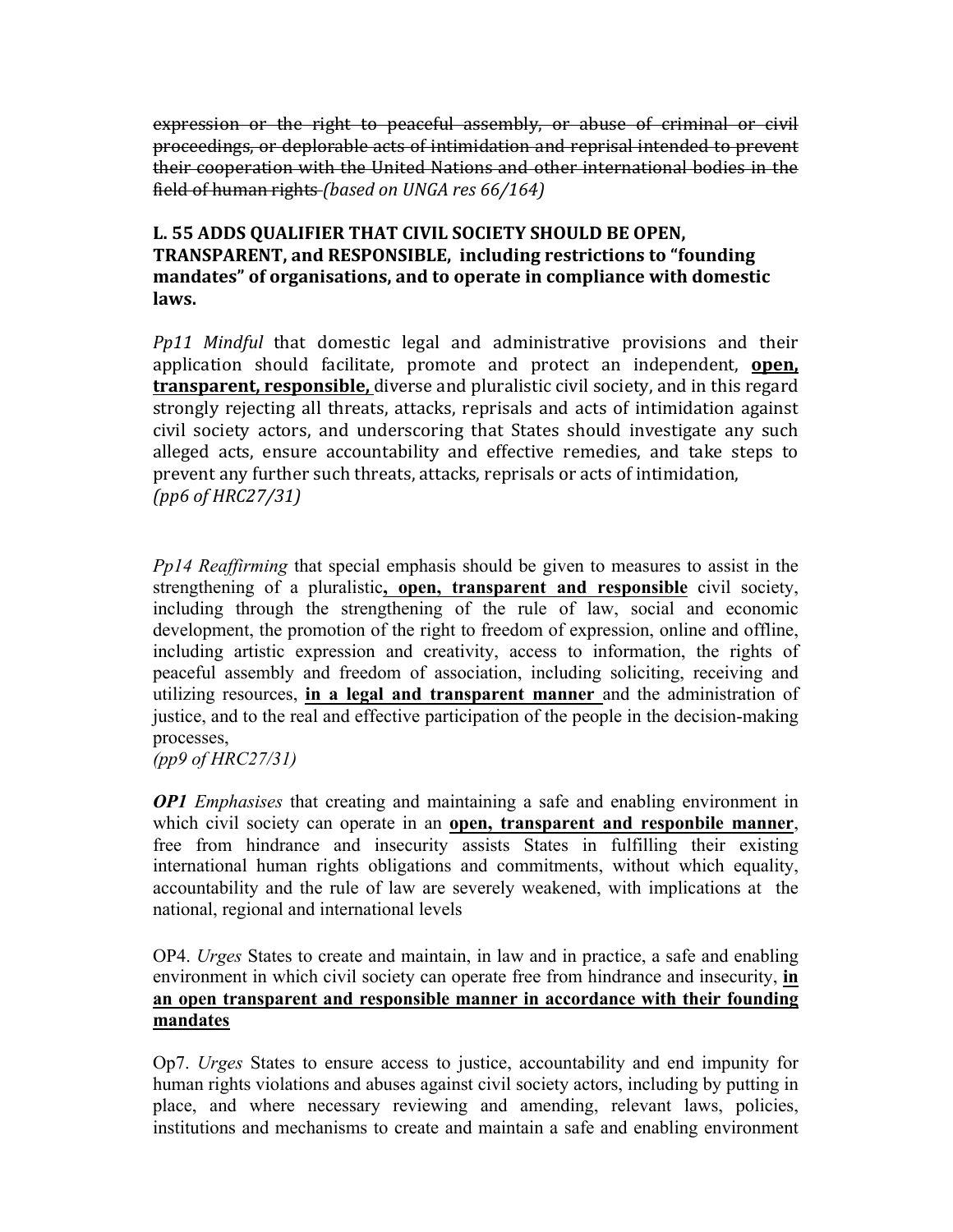~~expression or the right to peaceful assembly, or abuse of criminal or civil proceedings, or deplorable acts of intimidation and reprisal intended to prevent their cooperation with the United Nations and other international bodies in the field of human rights~~ *(based on UNGA res 66/164)*

**L. 55 ADDS QUALIFIER THAT CIVIL SOCIETY SHOULD BE OPEN, TRANSPARENT, and RESPONSIBLE, including restrictions to "founding mandates" of organisations, and to operate in compliance with domestic laws.**

*Pp11 Mindful* that domestic legal and administrative provisions and their application should facilitate, promote and protect an independent, <u>**open, transparent, responsible,**</u> diverse and pluralistic civil society, and in this regard strongly rejecting all threats, attacks, reprisals and acts of intimidation against civil society actors, and underscoring that States should investigate any such alleged acts, ensure accountability and effective remedies, and take steps to prevent any further such threats, attacks, reprisals or acts of intimidation,
*(pp6 of HRC27/31)*

*Pp14 Reaffirming* that special emphasis should be given to measures to assist in the strengthening of a pluralistic<u>**, open, transparent and responsible**</u> civil society, including through the strengthening of the rule of law, social and economic development, the promotion of the right to freedom of expression, online and offline, including artistic expression and creativity, access to information, the rights of peaceful assembly and freedom of association, including soliciting, receiving and utilizing resources, <u>**in a legal and transparent manner**</u> and the administration of justice, and to the real and effective participation of the people in the decision-making processes,
*(pp9 of HRC27/31)*

***OP1*** *Emphasises* that creating and maintaining a safe and enabling environment in which civil society can operate in an <u>**open, transparent and responbile manner**</u>, free from hindrance and insecurity assists States in fulfilling their existing international human rights obligations and commitments, without which equality, accountability and the rule of law are severely weakened, with implications at the national, regional and international levels

OP4. *Urges* States to create and maintain, in law and in practice, a safe and enabling environment in which civil society can operate free from hindrance and insecurity, <u>**in an open transparent and responsible manner in accordance with their founding mandates**</u>

Op7. *Urges* States to ensure access to justice, accountability and end impunity for human rights violations and abuses against civil society actors, including by putting in place, and where necessary reviewing and amending, relevant laws, policies, institutions and mechanisms to create and maintain a safe and enabling environment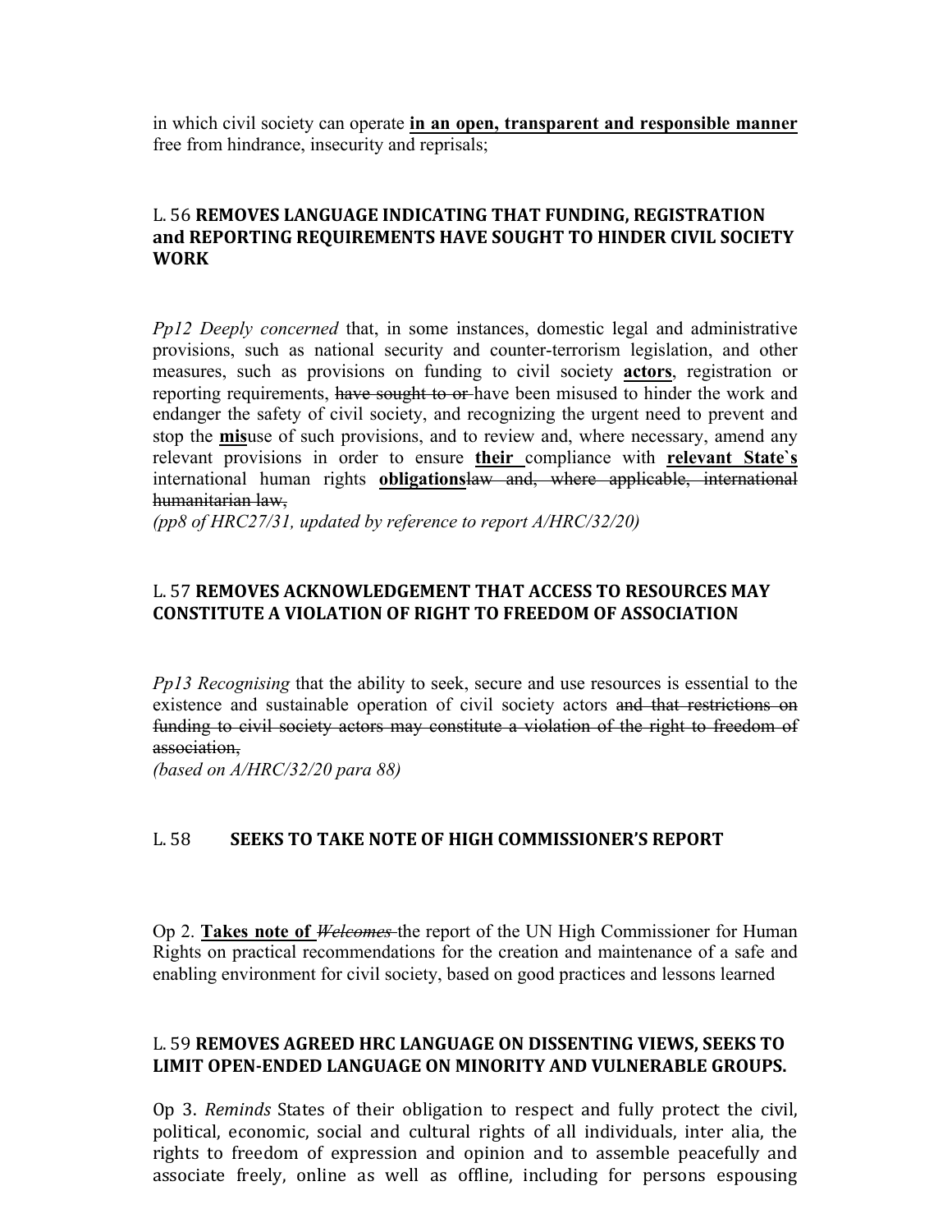in which civil society can operate **in an open, transparent and responsible manner** free from hindrance, insecurity and reprisals;

## L. 56 REMOVES LANGUAGE INDICATING THAT FUNDING, REGISTRATION and REPORTING REQUIREMENTS HAVE SOUGHT TO HINDER CIVIL SOCIETY WORK

*Pp12 Deeply concerned* that, in some instances, domestic legal and administrative provisions, such as national security and counter-terrorism legislation, and other measures, such as provisions on funding to civil society **actors**, registration or reporting requirements, ~~have sought to or~~ have been misused to hinder the work and endanger the safety of civil society, and recognizing the urgent need to prevent and stop the **mis**use of such provisions, and to review and, where necessary, amend any relevant provisions in order to ensure **their** compliance with **relevant State`s** international human rights **obligations**~~law and, where applicable, international humanitarian law,~~

*(pp8 of HRC27/31, updated by reference to report A/HRC/32/20)*

## L. 57 REMOVES ACKNOWLEDGEMENT THAT ACCESS TO RESOURCES MAY CONSTITUTE A VIOLATION OF RIGHT TO FREEDOM OF ASSOCIATION

*Pp13 Recognising* that the ability to seek, secure and use resources is essential to the existence and sustainable operation of civil society actors ~~and that restrictions on funding to civil society actors may constitute a violation of the right to freedom of association,~~

*(based on A/HRC/32/20 para 88)*

## L. 58 SEEKS TO TAKE NOTE OF HIGH COMMISSIONER'S REPORT

Op 2. **Takes note of** ~~*Welcomes*~~ the report of the UN High Commissioner for Human Rights on practical recommendations for the creation and maintenance of a safe and enabling environment for civil society, based on good practices and lessons learned

## L. 59 REMOVES AGREED HRC LANGUAGE ON DISSENTING VIEWS, SEEKS TO LIMIT OPEN-ENDED LANGUAGE ON MINORITY AND VULNERABLE GROUPS.

Op 3. *Reminds* States of their obligation to respect and fully protect the civil, political, economic, social and cultural rights of all individuals, inter alia, the rights to freedom of expression and opinion and to assemble peacefully and associate freely, online as well as offline, including for persons espousing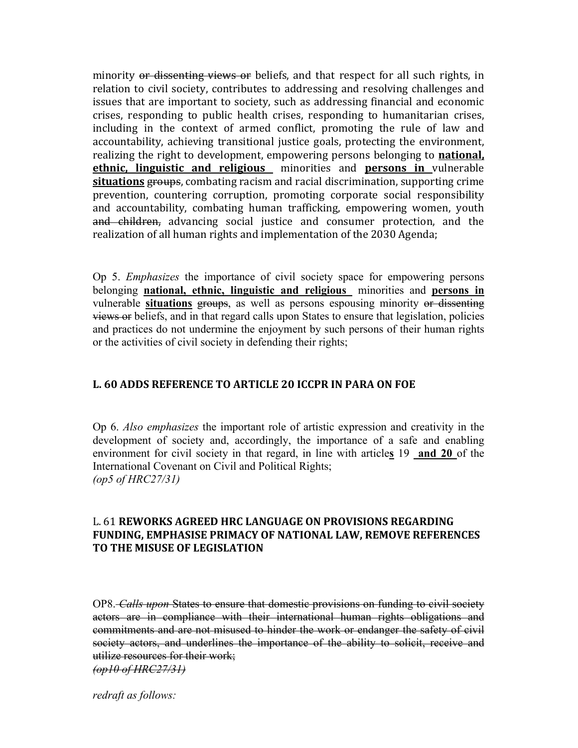minority ~~or dissenting views or~~ beliefs, and that respect for all such rights, in relation to civil society, contributes to addressing and resolving challenges and issues that are important to society, such as addressing financial and economic crises, responding to public health crises, responding to humanitarian crises, including in the context of armed conflict, promoting the rule of law and accountability, achieving transitional justice goals, protecting the environment, realizing the right to development, empowering persons belonging to **national, ethnic, linguistic and religious** minorities and **persons in** vulnerable **situations** ~~groups~~, combating racism and racial discrimination, supporting crime prevention, countering corruption, promoting corporate social responsibility and accountability, combating human trafficking, empowering women, youth ~~and children,~~ advancing social justice and consumer protection, and the realization of all human rights and implementation of the 2030 Agenda;

Op 5. *Emphasizes* the importance of civil society space for empowering persons belonging **national, ethnic, linguistic and religious** minorities and **persons in** vulnerable **situations** ~~groups~~, as well as persons espousing minority ~~or dissenting views or~~ beliefs, and in that regard calls upon States to ensure that legislation, policies and practices do not undermine the enjoyment by such persons of their human rights or the activities of civil society in defending their rights;

**L. 60 ADDS REFERENCE TO ARTICLE 20 ICCPR IN PARA ON FOE**

Op 6. *Also emphasizes* the important role of artistic expression and creativity in the development of society and, accordingly, the importance of a safe and enabling environment for civil society in that regard, in line with article**s** 19 **and 20** of the International Covenant on Civil and Political Rights;
*(op5 of HRC27/31)*

L. 61 **REWORKS AGREED HRC LANGUAGE ON PROVISIONS REGARDING FUNDING, EMPHASISE PRIMACY OF NATIONAL LAW, REMOVE REFERENCES TO THE MISUSE OF LEGISLATION**

OP8. ~~*Calls upon* States to ensure that domestic provisions on funding to civil society actors are in compliance with their international human rights obligations and commitments and are not misused to hinder the work or endanger the safety of civil society actors, and underlines the importance of the ability to solicit, receive and utilize resources for their work;~~
~~*(op10 of HRC27/31)*~~

*redraft as follows:*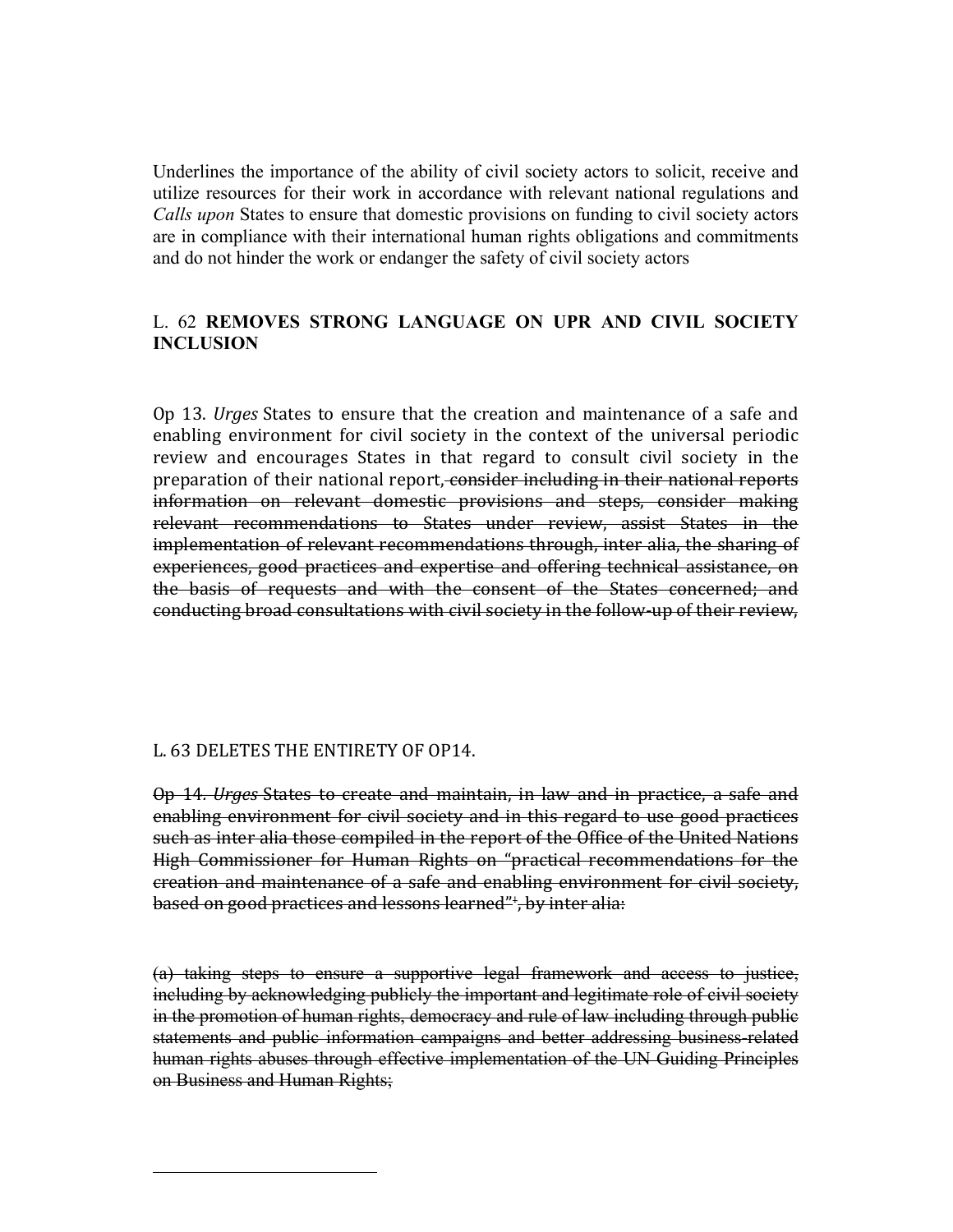Underlines the importance of the ability of civil society actors to solicit, receive and utilize resources for their work in accordance with relevant national regulations and *Calls upon* States to ensure that domestic provisions on funding to civil society actors are in compliance with their international human rights obligations and commitments and do not hinder the work or endanger the safety of civil society actors

L. 62 **REMOVES STRONG LANGUAGE ON UPR AND CIVIL SOCIETY INCLUSION**

Op 13. *Urges* States to ensure that the creation and maintenance of a safe and enabling environment for civil society in the context of the universal periodic review and encourages States in that regard to consult civil society in the preparation of their national report~~, consider including in their national reports information on relevant domestic provisions and steps, consider making relevant recommendations to States under review, assist States in the implementation of relevant recommendations through, inter alia, the sharing of experiences, good practices and expertise and offering technical assistance, on the basis of requests and with the consent of the States concerned; and conducting broad consultations with civil society in the follow-up of their review,~~

L. 63 DELETES THE ENTIRETY OF OP14.

~~Op 14. *Urges* States to create and maintain, in law and in practice, a safe and enabling environment for civil society and in this regard to use good practices such as inter alia those compiled in the report of the Office of the United Nations High Commissioner for Human Rights on "practical recommendations for the creation and maintenance of a safe and enabling environment for civil society, based on good practices and lessons learned"[1], by inter alia:~~

~~(a) taking steps to ensure a supportive legal framework and access to justice, including by acknowledging publicly the important and legitimate role of civil society in the promotion of human rights, democracy and rule of law including through public statements and public information campaigns and better addressing business-related human rights abuses through effective implementation of the UN Guiding Principles on Business and Human Rights;~~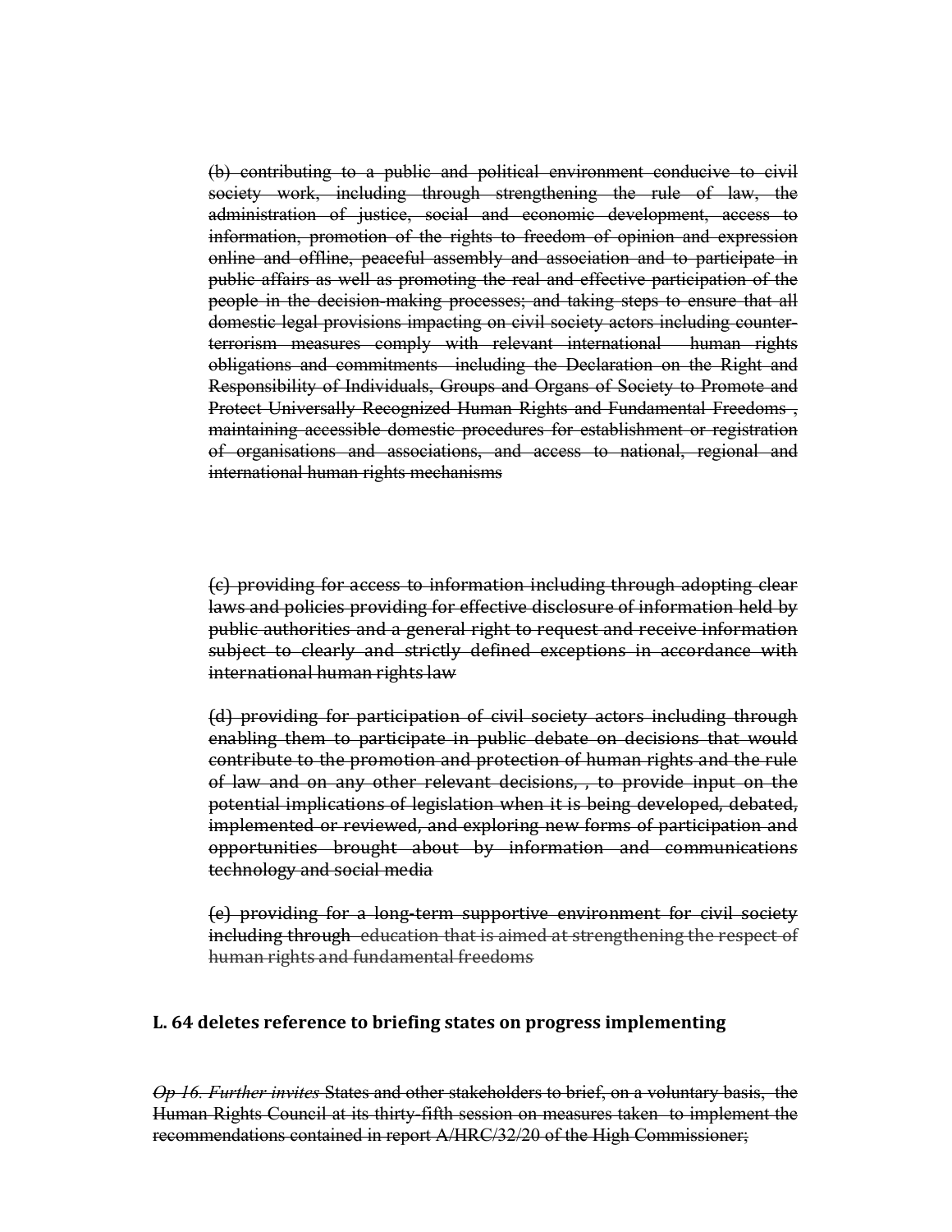~~(b) contributing to a public and political environment conducive to civil society work, including through strengthening the rule of law, the administration of justice, social and economic development, access to information, promotion of the rights to freedom of opinion and expression online and offline, peaceful assembly and association and to participate in public affairs as well as promoting the real and effective participation of the people in the decision-making processes; and taking steps to ensure that all domestic legal provisions impacting on civil society actors including counter-terrorism measures comply with relevant international human rights obligations and commitments including the Declaration on the Right and Responsibility of Individuals, Groups and Organs of Society to Promote and Protect Universally Recognized Human Rights and Fundamental Freedoms , maintaining accessible domestic procedures for establishment or registration of organisations and associations, and access to national, regional and international human rights mechanisms~~

~~(c) providing for access to information including through adopting clear laws and policies providing for effective disclosure of information held by public authorities and a general right to request and receive information subject to clearly and strictly defined exceptions in accordance with international human rights law~~

~~(d) providing for participation of civil society actors including through enabling them to participate in public debate on decisions that would contribute to the promotion and protection of human rights and the rule of law and on any other relevant decisions, , to provide input on the potential implications of legislation when it is being developed, debated, implemented or reviewed, and exploring new forms of participation and opportunities brought about by information and communications technology and social media~~

~~(e) providing for a long-term supportive environment for civil society including through education that is aimed at strengthening the respect of human rights and fundamental freedoms~~

**L. 64 deletes reference to briefing states on progress implementing**

~~*Op 16. Further invites* States and other stakeholders to brief, on a voluntary basis, the Human Rights Council at its thirty-fifth session on measures taken to implement the recommendations contained in report A/HRC/32/20 of the High Commissioner;~~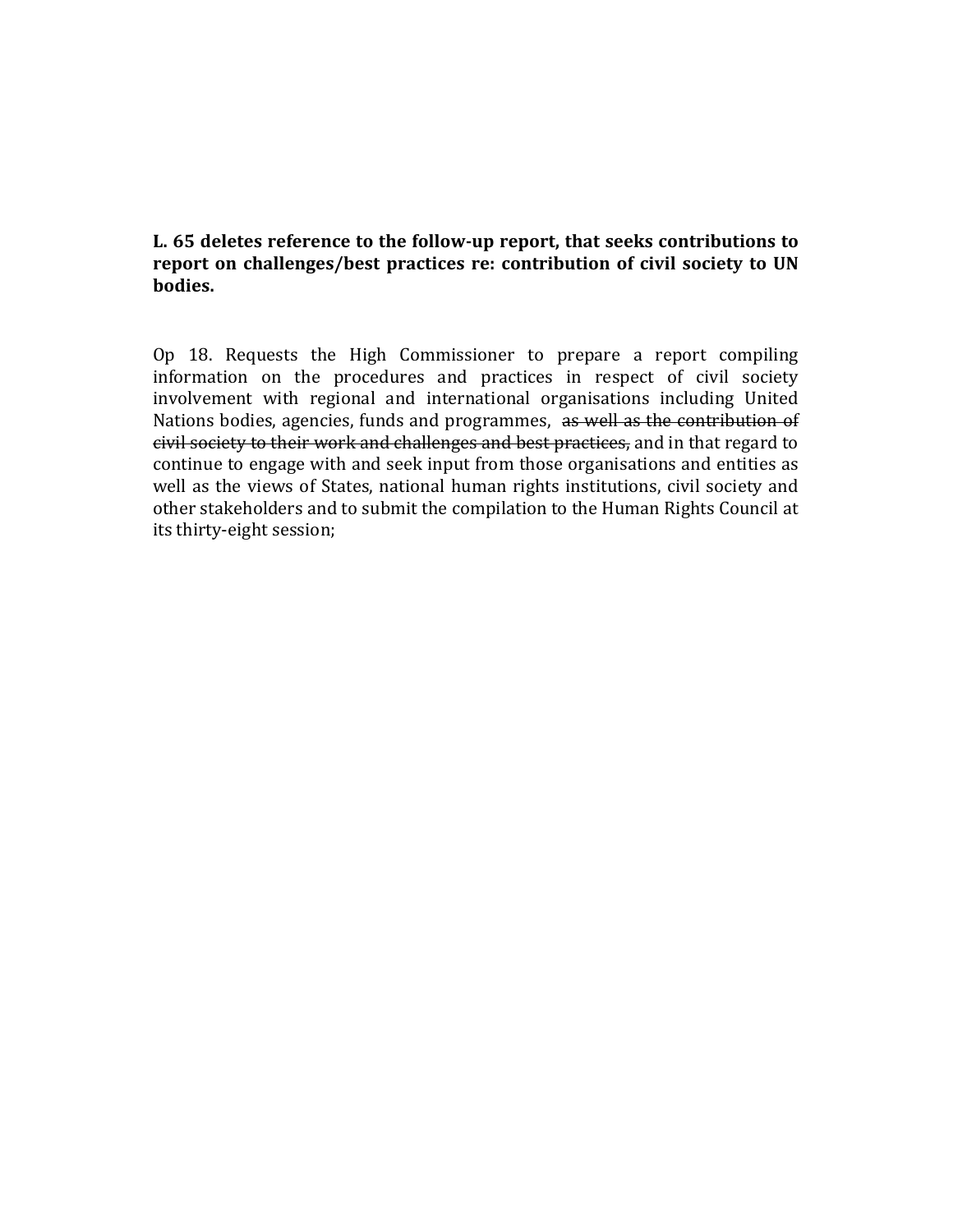**L. 65 deletes reference to the follow-up report, that seeks contributions to report on challenges/best practices re: contribution of civil society to UN bodies.**

Op 18. Requests the High Commissioner to prepare a report compiling information on the procedures and practices in respect of civil society involvement with regional and international organisations including United Nations bodies, agencies, funds and programmes, ~~as well as the contribution of civil society to their work and challenges and best practices,~~ and in that regard to continue to engage with and seek input from those organisations and entities as well as the views of States, national human rights institutions, civil society and other stakeholders and to submit the compilation to the Human Rights Council at its thirty-eight session;